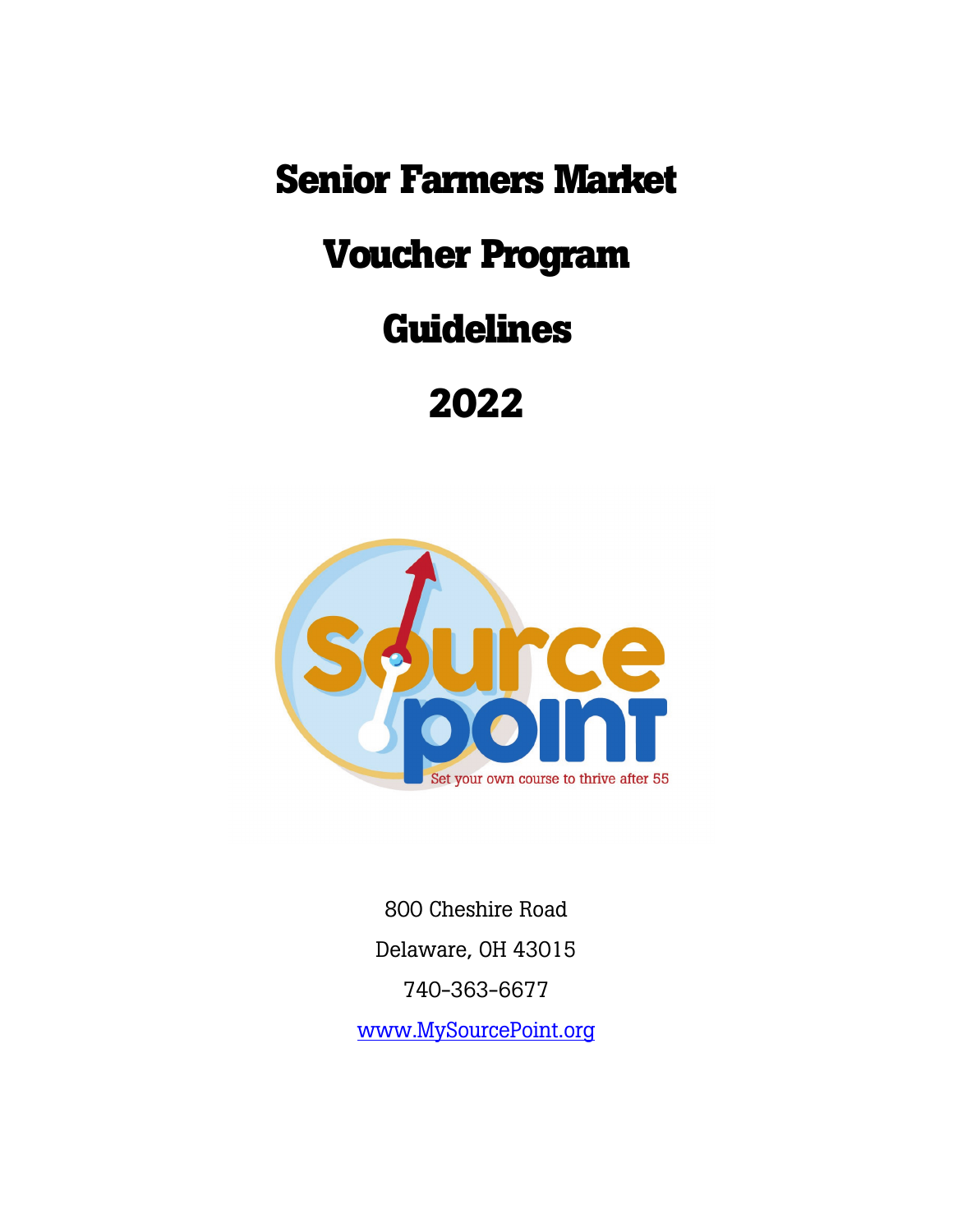# Senior Farmers Market

# Voucher Program

# Guidelines

# 2022

Set your own course to thrive after 55

800 Cheshire Road

Delaware, OH 43015

740-363-6677

www.MySourcePoint.org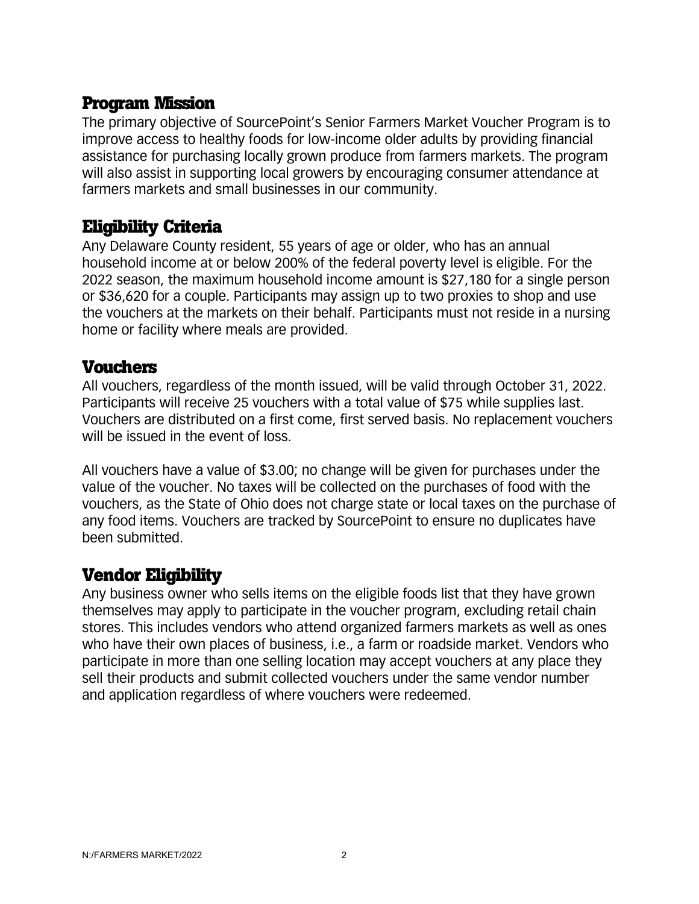## Program Mission

The primary objective of SourcePoint's Senior Farmers Market Voucher Program is to improve access to healthy foods for low-income older adults by providing financial assistance for purchasing locally grown produce from farmers markets. The program will also assist in supporting local growers by encouraging consumer attendance at farmers markets and small businesses in our community.

## Eligibility Criteria

Any Delaware County resident, 55 years of age or older, who has an annual household income at or below 200% of the federal poverty level is eligible. For the 2022 season, the maximum household income amount is $27,180 for a single person or $36,620 for a couple. Participants may assign up to two proxies to shop and use the vouchers at the markets on their behalf. Participants must not reside in a nursing home or facility where meals are provided.

## Vouchers

All vouchers, regardless of the month issued, will be valid through October 31, 2022. Participants will receive 25 vouchers with a total value of $75 while supplies last. Vouchers are distributed on a first come, first served basis. No replacement vouchers will be issued in the event of loss.

All vouchers have a value of $3.00; no change will be given for purchases under the value of the voucher. No taxes will be collected on the purchases of food with the vouchers, as the State of Ohio does not charge state or local taxes on the purchase of any food items. Vouchers are tracked by SourcePoint to ensure no duplicates have been submitted.

## Vendor Eligibility

Any business owner who sells items on the eligible foods list that they have grown themselves may apply to participate in the voucher program, excluding retail chain stores. This includes vendors who attend organized farmers markets as well as ones who have their own places of business, i.e., a farm or roadside market. Vendors who participate in more than one selling location may accept vouchers at any place they sell their products and submit collected vouchers under the same vendor number and application regardless of where vouchers were redeemed.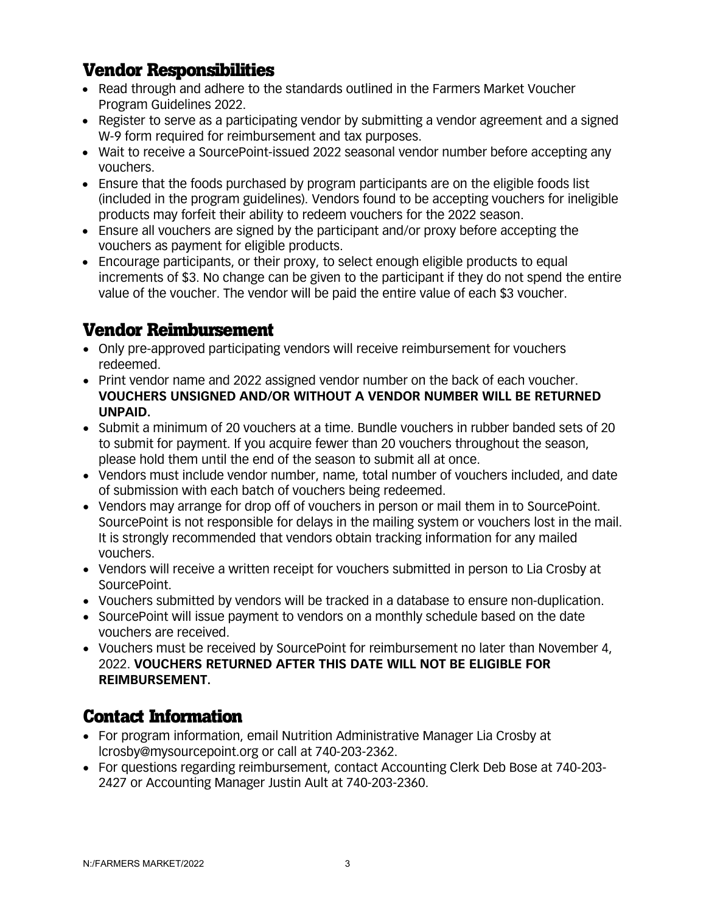## Vendor Responsibilities

- Read through and adhere to the standards outlined in the Farmers Market Voucher Program Guidelines 2022.
- Register to serve as a participating vendor by submitting a vendor agreement and a signed W-9 form required for reimbursement and tax purposes.
- Wait to receive a SourcePoint-issued 2022 seasonal vendor number before accepting any vouchers.
- Ensure that the foods purchased by program participants are on the eligible foods list (included in the program guidelines). Vendors found to be accepting vouchers for ineligible products may forfeit their ability to redeem vouchers for the 2022 season.
- Ensure all vouchers are signed by the participant and/or proxy before accepting the vouchers as payment for eligible products.
- Encourage participants, or their proxy, to select enough eligible products to equal increments of $3. No change can be given to the participant if they do not spend the entire value of the voucher. The vendor will be paid the entire value of each $3 voucher.

## Vendor Reimbursement

- Only pre-approved participating vendors will receive reimbursement for vouchers redeemed.
- Print vendor name and 2022 assigned vendor number on the back of each voucher. **VOUCHERS UNSIGNED AND/OR WITHOUT A VENDOR NUMBER WILL BE RETURNED UNPAID.**
- Submit a minimum of 20 vouchers at a time. Bundle vouchers in rubber banded sets of 20 to submit for payment. If you acquire fewer than 20 vouchers throughout the season, please hold them until the end of the season to submit all at once.
- Vendors must include vendor number, name, total number of vouchers included, and date of submission with each batch of vouchers being redeemed.
- Vendors may arrange for drop off of vouchers in person or mail them in to SourcePoint. SourcePoint is not responsible for delays in the mailing system or vouchers lost in the mail. It is strongly recommended that vendors obtain tracking information for any mailed vouchers.
- Vendors will receive a written receipt for vouchers submitted in person to Lia Crosby at SourcePoint.
- Vouchers submitted by vendors will be tracked in a database to ensure non-duplication.
- SourcePoint will issue payment to vendors on a monthly schedule based on the date vouchers are received.
- Vouchers must be received by SourcePoint for reimbursement no later than November 4, 2022. **VOUCHERS RETURNED AFTER THIS DATE WILL NOT BE ELIGIBLE FOR REIMBURSEMENT.**

## Contact Information

- For program information, email Nutrition Administrative Manager Lia Crosby at lcrosby@mysourcepoint.org or call at 740-203-2362.
- For questions regarding reimbursement, contact Accounting Clerk Deb Bose at 740-203-2427 or Accounting Manager Justin Ault at 740-203-2360.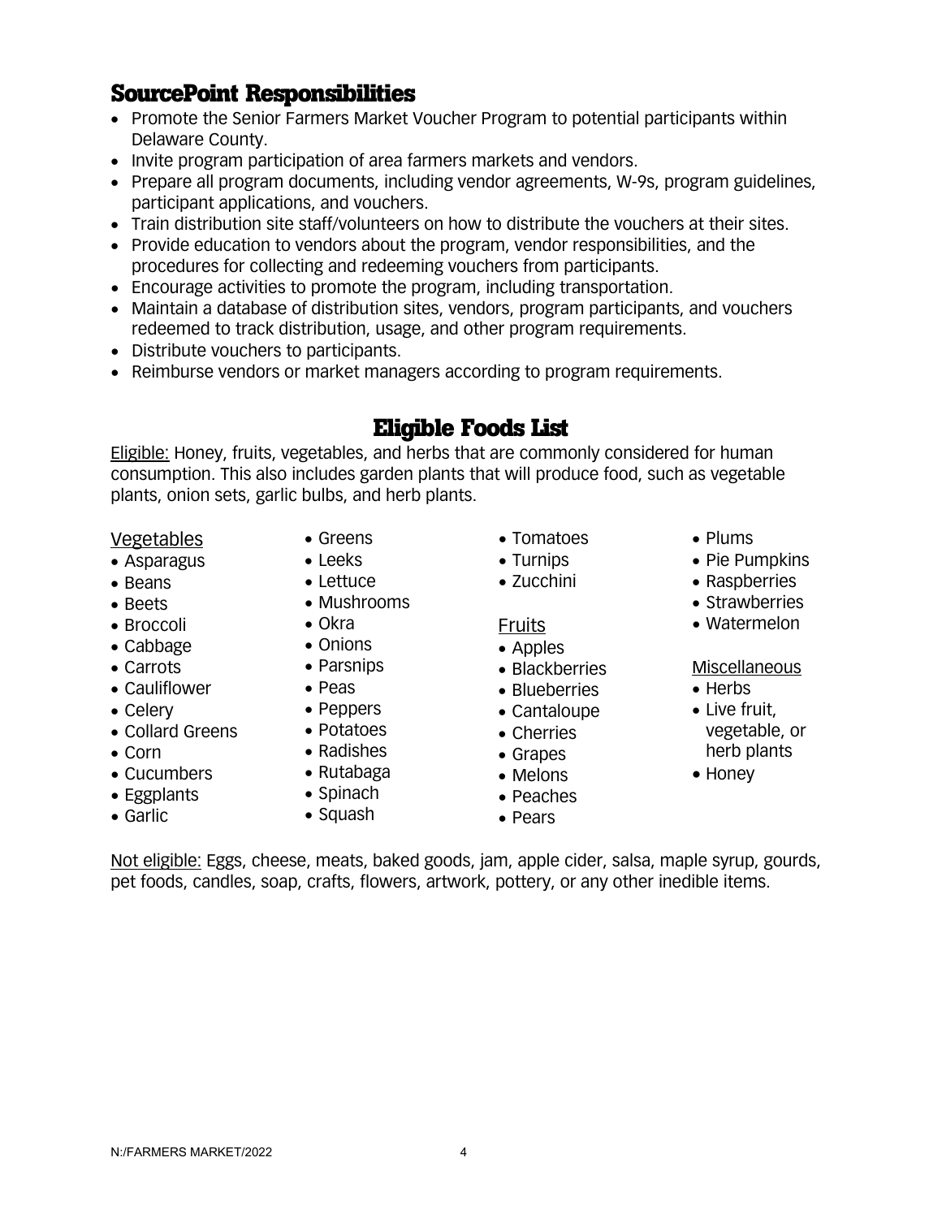## SourcePoint Responsibilities

- Promote the Senior Farmers Market Voucher Program to potential participants within Delaware County.
- Invite program participation of area farmers markets and vendors.
- Prepare all program documents, including vendor agreements, W-9s, program guidelines, participant applications, and vouchers.
- Train distribution site staff/volunteers on how to distribute the vouchers at their sites.
- Provide education to vendors about the program, vendor responsibilities, and the procedures for collecting and redeeming vouchers from participants.
- Encourage activities to promote the program, including transportation.
- Maintain a database of distribution sites, vendors, program participants, and vouchers redeemed to track distribution, usage, and other program requirements.
- Distribute vouchers to participants.
- Reimburse vendors or market managers according to program requirements.

## Eligible Foods List

Eligible: Honey, fruits, vegetables, and herbs that are commonly considered for human consumption. This also includes garden plants that will produce food, such as vegetable plants, onion sets, garlic bulbs, and herb plants.

Vegetables

- Asparagus
- Beans
- Beets
- Broccoli
- Cabbage
- Carrots
- Cauliflower
- Celery
- Collard Greens
- Corn
- Cucumbers
- Eggplants
- Garlic
- Greens
- Leeks
- Lettuce
- Mushrooms
- Okra
- Onions
- Parsnips
- Peas
- Peppers
- Potatoes
- Radishes
- Rutabaga
- Spinach
- Squash
- Tomatoes
- Turnips
- Zucchini

Fruits

- Apples
- Blackberries
- Blueberries
- Cantaloupe
- Cherries
- Grapes
- Melons
- Peaches
- Pears
- Plums
- Pie Pumpkins
- Raspberries
- Strawberries
- Watermelon

Miscellaneous

- Herbs
- Live fruit, vegetable, or herb plants
- Honey

Not eligible: Eggs, cheese, meats, baked goods, jam, apple cider, salsa, maple syrup, gourds, pet foods, candles, soap, crafts, flowers, artwork, pottery, or any other inedible items.